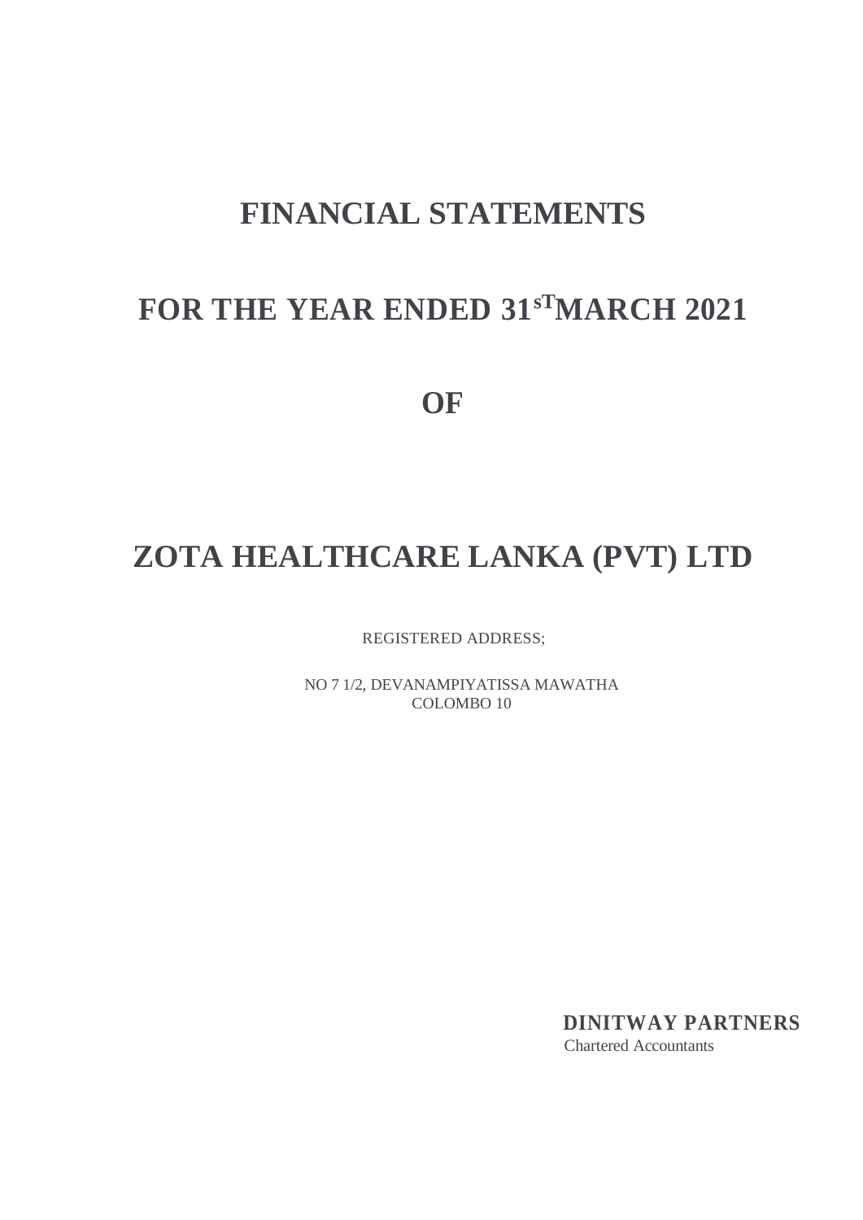# FINANCIAL STATEMENTS

# FOR THE YEAR ENDED 31[sT] MARCH 2021

# OF

# ZOTA HEALTHCARE LANKA (PVT) LTD

REGISTERED ADDRESS;

NO 7 1/2, DEVANAMPIYATISSA MAWATHA
COLOMBO 10

**DINITWAY PARTNERS**
Chartered Accountants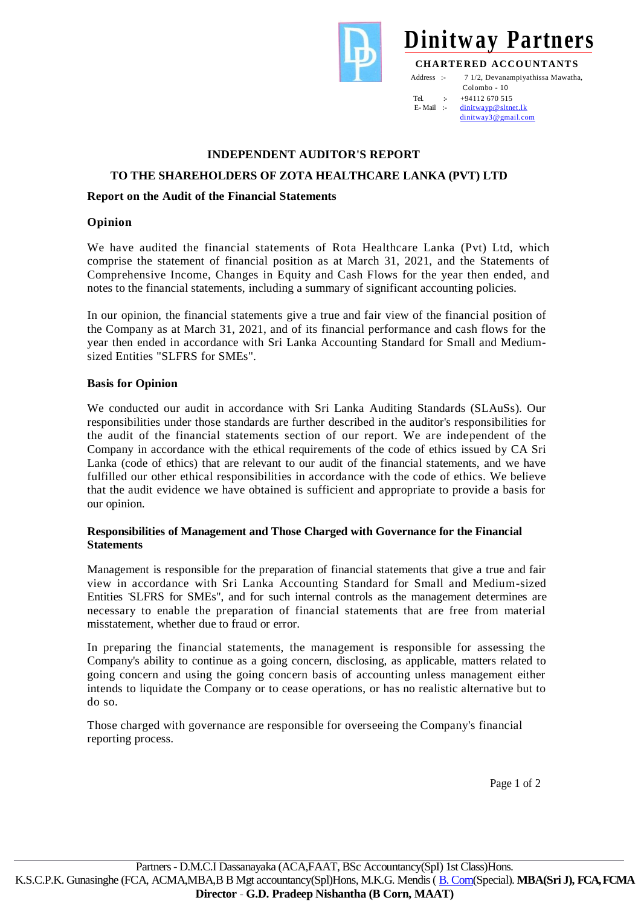# Dinitway Partners

**CHARTERED ACCOUNTANTS**

Address :- 7 1/2, Devanampiyathissa Mawatha, Colombo - 10
Tel. :- +94112 670 515
E- Mail :- dinitwayp@sltnet.lk
dinitway3@gmail.com

## INDEPENDENT AUDITOR'S REPORT

## TO THE SHAREHOLDERS OF ZOTA HEALTHCARE LANKA (PVT) LTD

### Report on the Audit of the Financial Statements

### Opinion

We have audited the financial statements of Rota Healthcare Lanka (Pvt) Ltd, which comprise the statement of financial position as at March 31, 2021, and the Statements of Comprehensive Income, Changes in Equity and Cash Flows for the year then ended, and notes to the financial statements, including a summary of significant accounting policies.

In our opinion, the financial statements give a true and fair view of the financial position of the Company as at March 31, 2021, and of its financial performance and cash flows for the year then ended in accordance with Sri Lanka Accounting Standard for Small and Medium-sized Entities "SLFRS for SMEs".

### Basis for Opinion

We conducted our audit in accordance with Sri Lanka Auditing Standards (SLAuSs). Our responsibilities under those standards are further described in the auditor's responsibilities for the audit of the financial statements section of our report. We are independent of the Company in accordance with the ethical requirements of the code of ethics issued by CA Sri Lanka (code of ethics) that are relevant to our audit of the financial statements, and we have fulfilled our other ethical responsibilities in accordance with the code of ethics. We believe that the audit evidence we have obtained is sufficient and appropriate to provide a basis for our opinion.

### Responsibilities of Management and Those Charged with Governance for the Financial Statements

Management is responsible for the preparation of financial statements that give a true and fair view in accordance with Sri Lanka Accounting Standard for Small and Medium-sized Entities "SLFRS for SMEs", and for such internal controls as the management determines are necessary to enable the preparation of financial statements that are free from material misstatement, whether due to fraud or error.

In preparing the financial statements, the management is responsible for assessing the Company's ability to continue as a going concern, disclosing, as applicable, matters related to going concern and using the going concern basis of accounting unless management either intends to liquidate the Company or to cease operations, or has no realistic alternative but to do so.

Those charged with governance are responsible for overseeing the Company's financial reporting process.

Partners - D.M.C.I Dassanayaka (ACA,FAAT, BSc Accountancy(SpI) 1st Class)Hons.
K.S.C.P.K. Gunasinghe (FCA, ACMA,MBA,B B Mgt accountancy(Spl)Hons, M.K.G. Mendis ( B. Com(Special). **MBA(Sri J), FCA, FCMA**
**Director - G.D. Pradeep Nishantha (B Corn, MAAT)**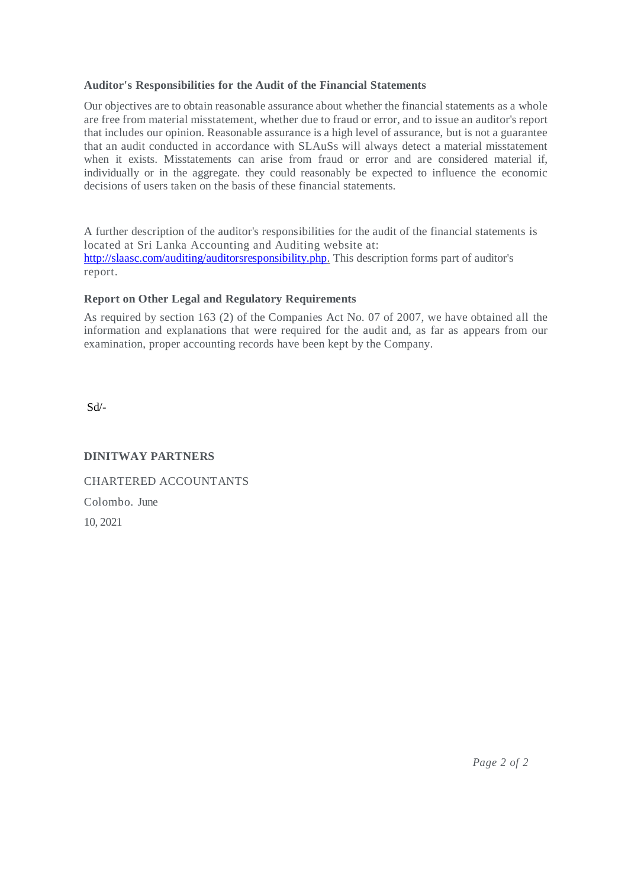### Auditor's Responsibilities for the Audit of the Financial Statements

Our objectives are to obtain reasonable assurance about whether the financial statements as a whole are free from material misstatement, whether due to fraud or error, and to issue an auditor's report that includes our opinion. Reasonable assurance is a high level of assurance, but is not a guarantee that an audit conducted in accordance with SLAuSs will always detect a material misstatement when it exists. Misstatements can arise from fraud or error and are considered material if, individually or in the aggregate. they could reasonably be expected to influence the economic decisions of users taken on the basis of these financial statements.

A further description of the auditor's responsibilities for the audit of the financial statements is located at Sri Lanka Accounting and Auditing website at: http://slaasc.com/auditing/auditorsresponsibility.php. This description forms part of auditor's report.

### Report on Other Legal and Regulatory Requirements

As required by section 163 (2) of the Companies Act No. 07 of 2007, we have obtained all the information and explanations that were required for the audit and, as far as appears from our examination, proper accounting records have been kept by the Company.

Sd/-

**DINITWAY PARTNERS**

CHARTERED ACCOUNTANTS

Colombo. June

10, 2021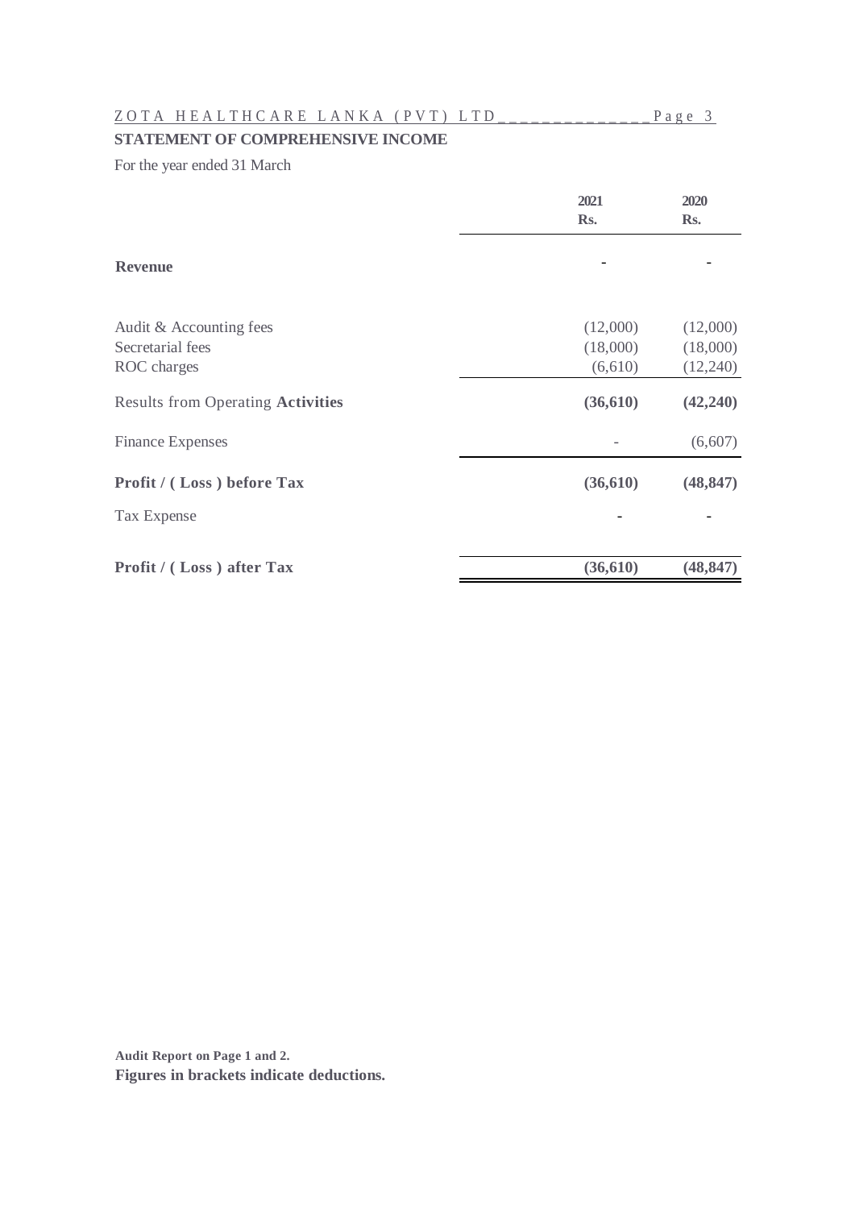**STATEMENT OF COMPREHENSIVE INCOME**

For the year ended 31 March

| | **2021** **Rs.** | **2020** **Rs.** |
|---|---|---|
| **Revenue** | - | - |
| Audit & Accounting fees | (12,000) | (12,000) |
| Secretarial fees | (18,000) | (18,000) |
| ROC charges | (6,610) | (12,240) |
| Results from Operating **Activities** | **(36,610)** | **(42,240)** |
| Finance Expenses | - | (6,607) |
| **Profit / ( Loss ) before Tax** | **(36,610)** | **(48,847)** |
| Tax Expense | - | - |
| **Profit / ( Loss ) after Tax** | **(36,610)** | **(48,847)** |

**Audit Report on Page 1 and 2.**

**Figures in brackets indicate deductions.**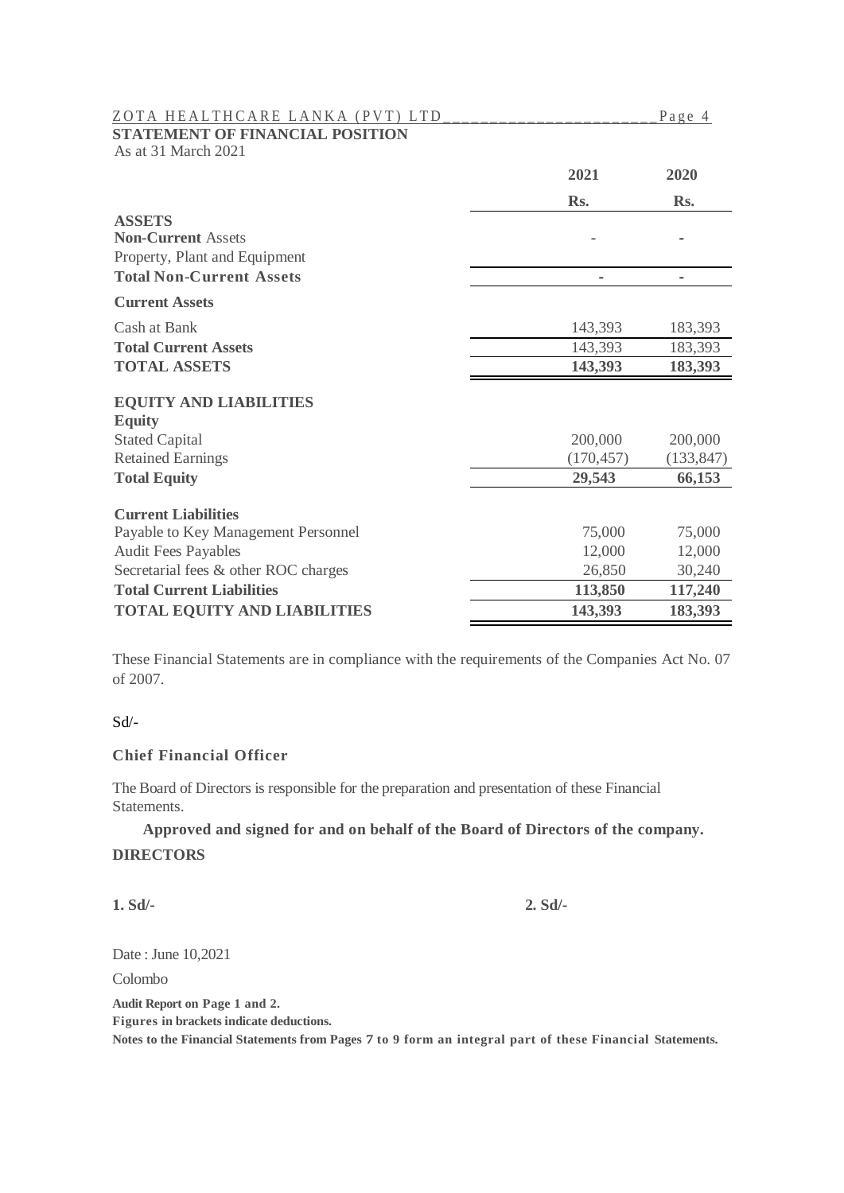## STATEMENT OF FINANCIAL POSITION

As at 31 March 2021

| | 2021 | 2020 |
|---|---|---|
| | Rs. | Rs. |
| **ASSETS** | | |
| **Non-Current** Assets | - | - |
| Property, Plant and Equipment | | |
| **Total Non-Current Assets** | - | - |
| **Current Assets** | | |
| Cash at Bank | 143,393 | 183,393 |
| **Total Current Assets** | 143,393 | 183,393 |
| **TOTAL ASSETS** | **143,393** | **183,393** |
| **EQUITY AND LIABILITIES** | | |
| **Equity** | | |
| Stated Capital | 200,000 | 200,000 |
| Retained Earnings | (170,457) | (133,847) |
| **Total Equity** | **29,543** | **66,153** |
| **Current Liabilities** | | |
| Payable to Key Management Personnel | 75,000 | 75,000 |
| Audit Fees Payables | 12,000 | 12,000 |
| Secretarial fees & other ROC charges | 26,850 | 30,240 |
| **Total Current Liabilities** | **113,850** | **117,240** |
| **TOTAL EQUITY AND LIABILITIES** | **143,393** | **183,393** |

These Financial Statements are in compliance with the requirements of the Companies Act No. 07 of 2007.

Sd/-

**Chief Financial Officer**

The Board of Directors is responsible for the preparation and presentation of these Financial Statements.

**Approved and signed for and on behalf of the Board of Directors of the company.**

**DIRECTORS**

**1. Sd/-** **2. Sd/-**

Date : June 10,2021

Colombo

**Audit Report on Page 1 and 2.**
**Figures in brackets indicate deductions.**
**Notes to the Financial Statements from Pages 7 to 9 form an integral part of these Financial Statements.**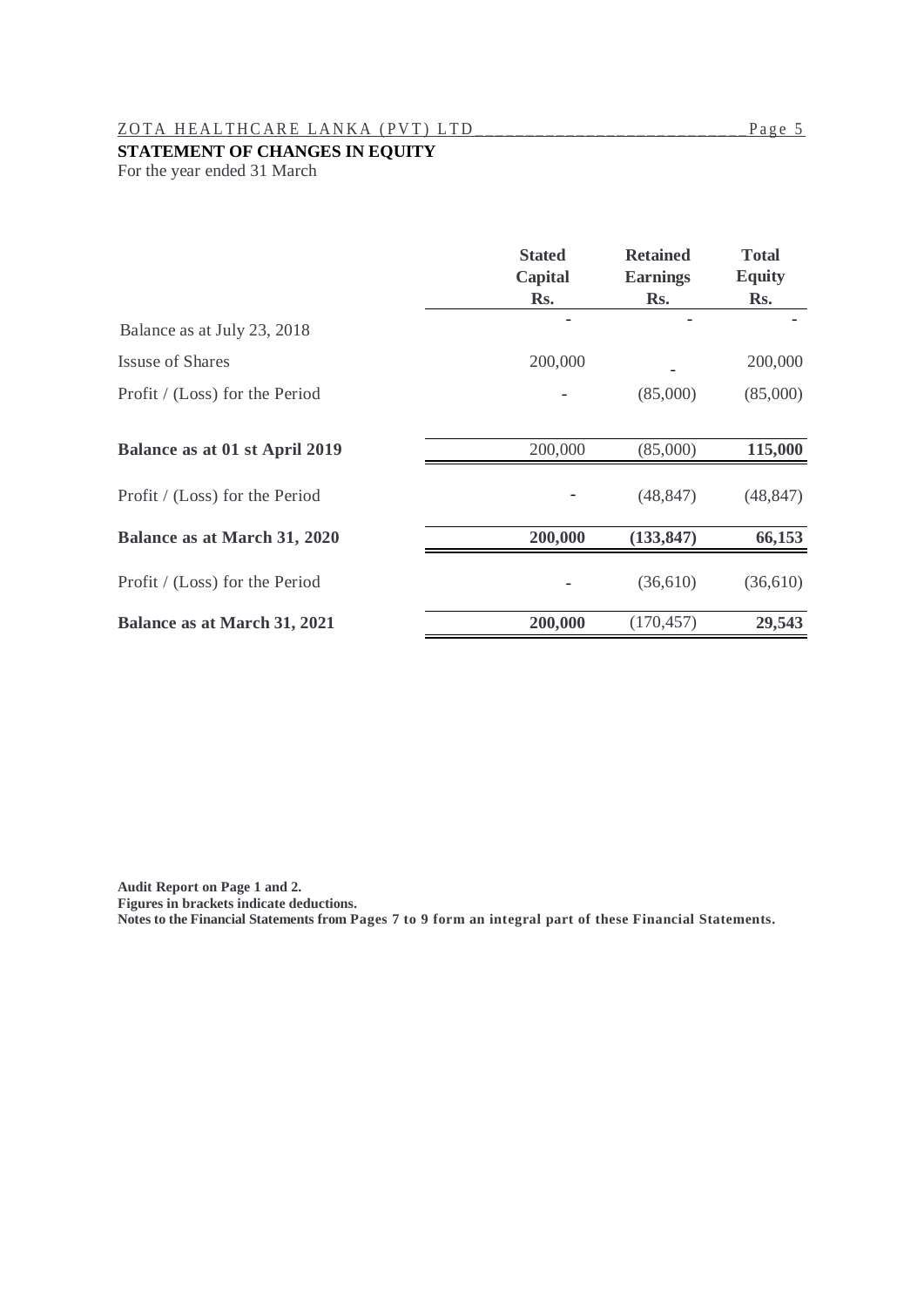## STATEMENT OF CHANGES IN EQUITY

For the year ended 31 March

| | Stated Capital Rs. | Retained Earnings Rs. | Total Equity Rs. |
|---|---|---|---|
| Balance as at July 23, 2018 | - | - | - |
| Issuse of Shares | 200,000 | - | 200,000 |
| Profit / (Loss) for the Period | - | (85,000) | (85,000) |
| **Balance as at 01 st April 2019** | 200,000 | (85,000) | **115,000** |
| Profit / (Loss) for the Period | - | (48,847) | (48,847) |
| **Balance as at March 31, 2020** | **200,000** | **(133,847)** | **66,153** |
| Profit / (Loss) for the Period | - | (36,610) | (36,610) |
| **Balance as at March 31, 2021** | **200,000** | (170,457) | **29,543** |

**Audit Report on Page 1 and 2.**
**Figures in brackets indicate deductions.**
**Notes to the Financial Statements from Pages 7 to 9 form an integral part of these Financial Statements.**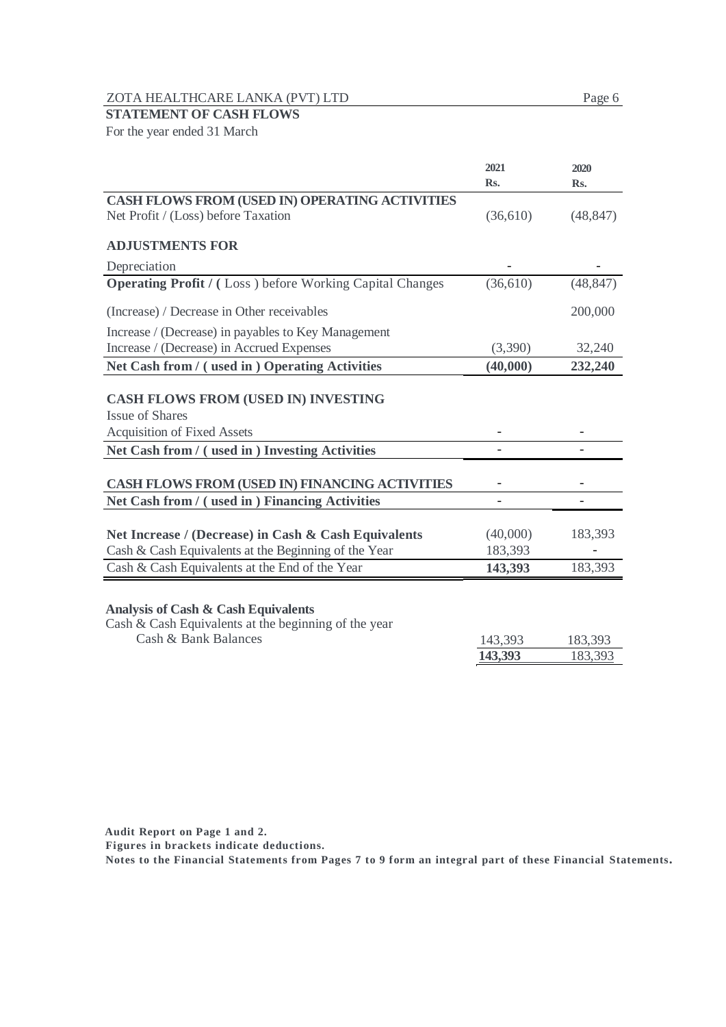ZOTA HEALTHCARE LANKA (PVT) LTD

**STATEMENT OF CASH FLOWS**

For the year ended 31 March

| | 2021 Rs. | 2020 Rs. |
|---|---|---|
| **CASH FLOWS FROM (USED IN) OPERATING ACTIVITIES** | | |
| Net Profit / (Loss) before Taxation | (36,610) | (48,847) |
| **ADJUSTMENTS FOR** | | |
| Depreciation | - | - |
| **Operating Profit / (** Loss ) before Working Capital Changes | (36,610) | (48,847) |
| (Increase) / Decrease in Other receivables | | 200,000 |
| Increase / (Decrease) in payables to Key Management | | |
| Increase / (Decrease) in Accrued Expenses | (3,390) | 32,240 |
| **Net Cash from / ( used in ) Operating Activities** | **(40,000)** | **232,240** |
| **CASH FLOWS FROM (USED IN) INVESTING** | | |
| Issue of Shares | | |
| Acquisition of Fixed Assets | - | - |
| **Net Cash from / ( used in ) Investing Activities** | - | - |
| **CASH FLOWS FROM (USED IN) FINANCING ACTIVITIES** | - | - |
| **Net Cash from / ( used in ) Financing Activities** | - | - |
| **Net Increase / (Decrease) in Cash & Cash Equivalents** | (40,000) | 183,393 |
| Cash & Cash Equivalents at the Beginning of the Year | 183,393 | - |
| Cash & Cash Equivalents at the End of the Year | **143,393** | 183,393 |

**Analysis of Cash & Cash Equivalents**

| Cash & Cash Equivalents at the beginning of the year | | |
|---|---|---|
| Cash & Bank Balances | 143,393 | 183,393 |
| | **143,393** | 183,393 |

**Audit Report on Page 1 and 2.**

**Figures in brackets indicate deductions.**

**Notes to the Financial Statements from Pages 7 to 9 form an integral part of these Financial Statements.**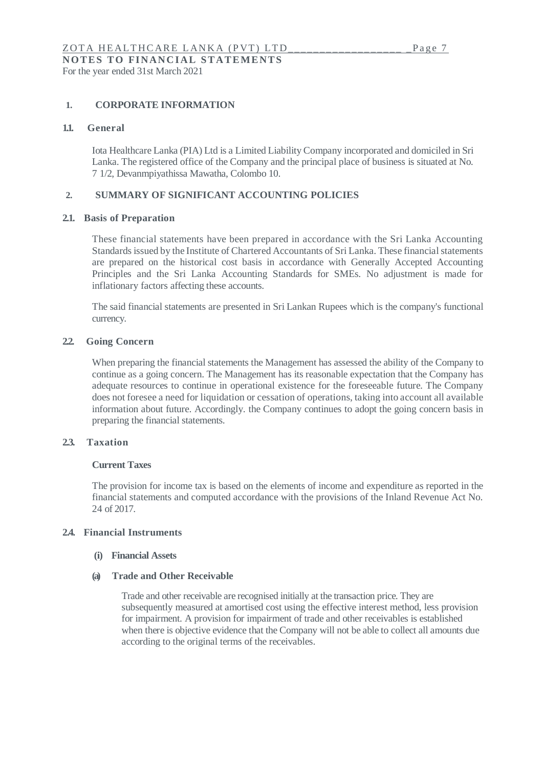**NOTES TO FINANCIAL STATEMENTS**

For the year ended 31st March 2021

## 1. CORPORATE INFORMATION

### 1.1. General

Iota Healthcare Lanka (PIA) Ltd is a Limited Liability Company incorporated and domiciled in Sri Lanka. The registered office of the Company and the principal place of business is situated at No. 7 1/2, Devanmpiyathissa Mawatha, Colombo 10.

## 2. SUMMARY OF SIGNIFICANT ACCOUNTING POLICIES

### 2.1. Basis of Preparation

These financial statements have been prepared in accordance with the Sri Lanka Accounting Standards issued by the Institute of Chartered Accountants of Sri Lanka. These financial statements are prepared on the historical cost basis in accordance with Generally Accepted Accounting Principles and the Sri Lanka Accounting Standards for SMEs. No adjustment is made for inflationary factors affecting these accounts.

The said financial statements are presented in Sri Lankan Rupees which is the company's functional currency.

### 2.2. Going Concern

When preparing the financial statements the Management has assessed the ability of the Company to continue as a going concern. The Management has its reasonable expectation that the Company has adequate resources to continue in operational existence for the foreseeable future. The Company does not foresee a need for liquidation or cessation of operations, taking into account all available information about future. Accordingly. the Company continues to adopt the going concern basis in preparing the financial statements.

### 2.3. Taxation

**Current Taxes**

The provision for income tax is based on the elements of income and expenditure as reported in the financial statements and computed accordance with the provisions of the Inland Revenue Act No. 24 of 2017.

### 2.4. Financial Instruments

**(i) Financial Assets**

**(a) Trade and Other Receivable**

Trade and other receivable are recognised initially at the transaction price. They are subsequently measured at amortised cost using the effective interest method, less provision for impairment. A provision for impairment of trade and other receivables is established when there is objective evidence that the Company will not be able to collect all amounts due according to the original terms of the receivables.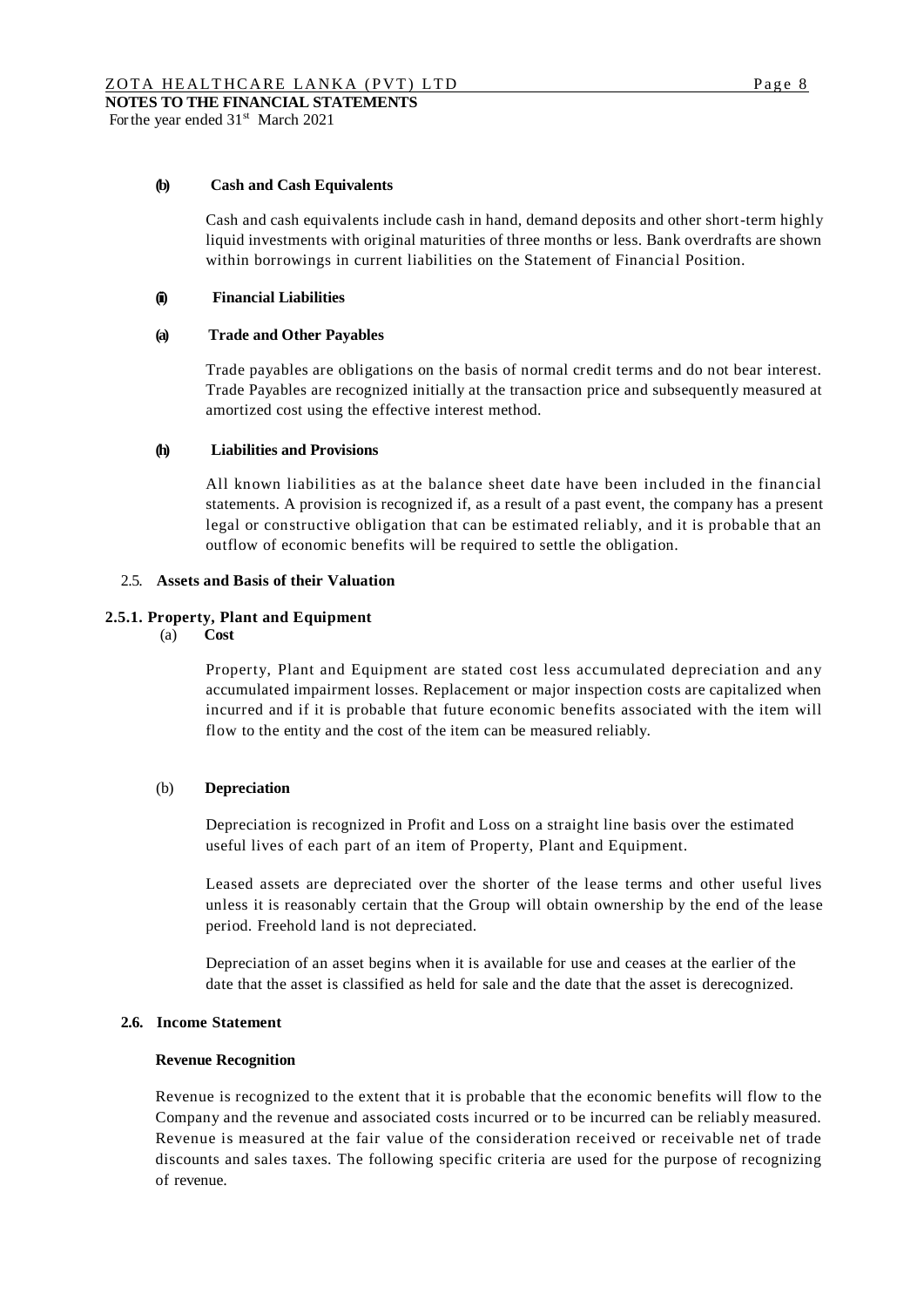**(b) Cash and Cash Equivalents**

Cash and cash equivalents include cash in hand, demand deposits and other short-term highly liquid investments with original maturities of three months or less. Bank overdrafts are shown within borrowings in current liabilities on the Statement of Financial Position.

**(ii) Financial Liabilities**

**(a) Trade and Other Payables**

Trade payables are obligations on the basis of normal credit terms and do not bear interest. Trade Payables are recognized initially at the transaction price and subsequently measured at amortized cost using the effective interest method.

**(h) Liabilities and Provisions**

All known liabilities as at the balance sheet date have been included in the financial statements. A provision is recognized if, as a result of a past event, the company has a present legal or constructive obligation that can be estimated reliably, and it is probable that an outflow of economic benefits will be required to settle the obligation.

## 2.5. Assets and Basis of their Valuation

### 2.5.1. Property, Plant and Equipment

**(a) Cost**

Property, Plant and Equipment are stated cost less accumulated depreciation and any accumulated impairment losses. Replacement or major inspection costs are capitalized when incurred and if it is probable that future economic benefits associated with the item will flow to the entity and the cost of the item can be measured reliably.

**(b) Depreciation**

Depreciation is recognized in Profit and Loss on a straight line basis over the estimated useful lives of each part of an item of Property, Plant and Equipment.

Leased assets are depreciated over the shorter of the lease terms and other useful lives unless it is reasonably certain that the Group will obtain ownership by the end of the lease period. Freehold land is not depreciated.

Depreciation of an asset begins when it is available for use and ceases at the earlier of the date that the asset is classified as held for sale and the date that the asset is derecognized.

## 2.6. Income Statement

**Revenue Recognition**

Revenue is recognized to the extent that it is probable that the economic benefits will flow to the Company and the revenue and associated costs incurred or to be incurred can be reliably measured. Revenue is measured at the fair value of the consideration received or receivable net of trade discounts and sales taxes. The following specific criteria are used for the purpose of recognizing of revenue.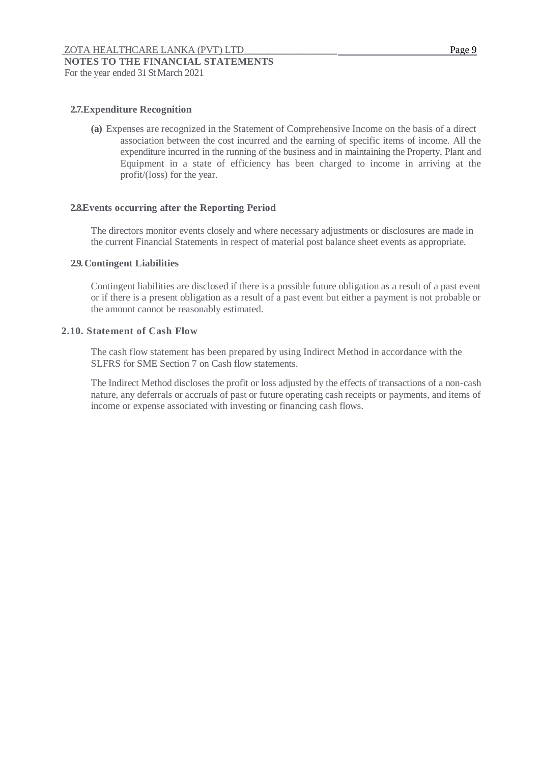### 2.7. Expenditure Recognition

**(a)** Expenses are recognized in the Statement of Comprehensive Income on the basis of a direct association between the cost incurred and the earning of specific items of income. All the expenditure incurred in the running of the business and in maintaining the Property, Plant and Equipment in a state of efficiency has been charged to income in arriving at the profit/(loss) for the year.

### 2.8. Events occurring after the Reporting Period

The directors monitor events closely and where necessary adjustments or disclosures are made in the current Financial Statements in respect of material post balance sheet events as appropriate.

### 2.9. Contingent Liabilities

Contingent liabilities are disclosed if there is a possible future obligation as a result of a past event or if there is a present obligation as a result of a past event but either a payment is not probable or the amount cannot be reasonably estimated.

### 2.10. Statement of Cash Flow

The cash flow statement has been prepared by using Indirect Method in accordance with the SLFRS for SME Section 7 on Cash flow statements.

The Indirect Method discloses the profit or loss adjusted by the effects of transactions of a non-cash nature, any deferrals or accruals of past or future operating cash receipts or payments, and items of income or expense associated with investing or financing cash flows.